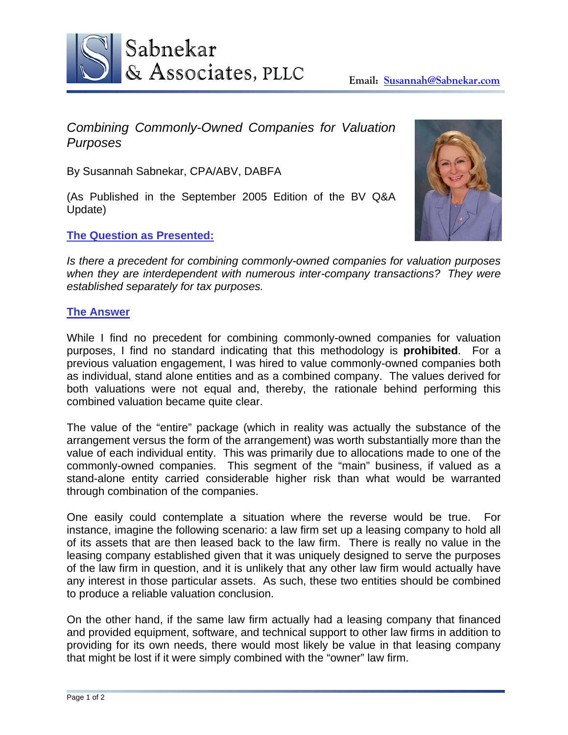Sabnekar & Associates, PLLC

Email: Susannah@Sabnekar.com

# *Combining Commonly-Owned Companies for Valuation Purposes*

By Susannah Sabnekar, CPA/ABV, DABFA

(As Published in the September 2005 Edition of the BV Q&A Update)

## The Question as Presented:

*Is there a precedent for combining commonly-owned companies for valuation purposes when they are interdependent with numerous inter-company transactions? They were established separately for tax purposes.*

## The Answer

While I find no precedent for combining commonly-owned companies for valuation purposes, I find no standard indicating that this methodology is **prohibited**. For a previous valuation engagement, I was hired to value commonly-owned companies both as individual, stand alone entities and as a combined company. The values derived for both valuations were not equal and, thereby, the rationale behind performing this combined valuation became quite clear.

The value of the "entire" package (which in reality was actually the substance of the arrangement versus the form of the arrangement) was worth substantially more than the value of each individual entity. This was primarily due to allocations made to one of the commonly-owned companies. This segment of the "main" business, if valued as a stand-alone entity carried considerable higher risk than what would be warranted through combination of the companies.

One easily could contemplate a situation where the reverse would be true. For instance, imagine the following scenario: a law firm set up a leasing company to hold all of its assets that are then leased back to the law firm. There is really no value in the leasing company established given that it was uniquely designed to serve the purposes of the law firm in question, and it is unlikely that any other law firm would actually have any interest in those particular assets. As such, these two entities should be combined to produce a reliable valuation conclusion.

On the other hand, if the same law firm actually had a leasing company that financed and provided equipment, software, and technical support to other law firms in addition to providing for its own needs, there would most likely be value in that leasing company that might be lost if it were simply combined with the "owner" law firm.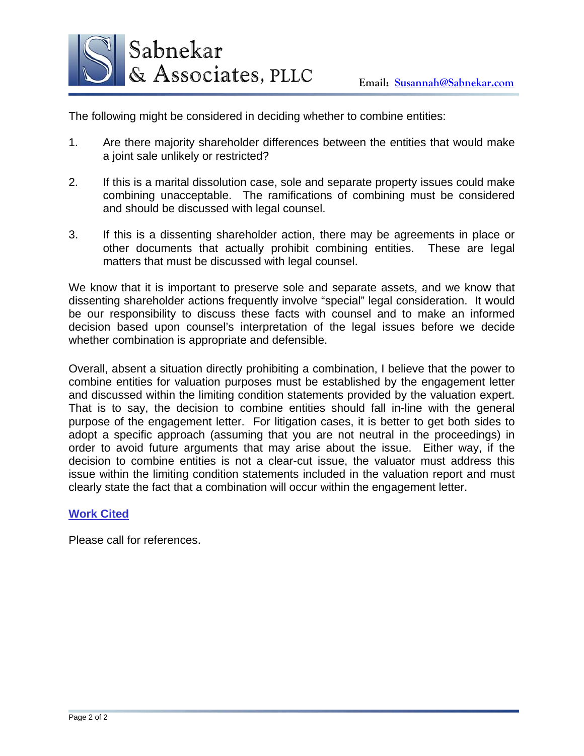The following might be considered in deciding whether to combine entities:

1. Are there majority shareholder differences between the entities that would make a joint sale unlikely or restricted?

2. If this is a marital dissolution case, sole and separate property issues could make combining unacceptable. The ramifications of combining must be considered and should be discussed with legal counsel.

3. If this is a dissenting shareholder action, there may be agreements in place or other documents that actually prohibit combining entities. These are legal matters that must be discussed with legal counsel.

We know that it is important to preserve sole and separate assets, and we know that dissenting shareholder actions frequently involve "special" legal consideration. It would be our responsibility to discuss these facts with counsel and to make an informed decision based upon counsel's interpretation of the legal issues before we decide whether combination is appropriate and defensible.

Overall, absent a situation directly prohibiting a combination, I believe that the power to combine entities for valuation purposes must be established by the engagement letter and discussed within the limiting condition statements provided by the valuation expert. That is to say, the decision to combine entities should fall in-line with the general purpose of the engagement letter. For litigation cases, it is better to get both sides to adopt a specific approach (assuming that you are not neutral in the proceedings) in order to avoid future arguments that may arise about the issue. Either way, if the decision to combine entities is not a clear-cut issue, the valuator must address this issue within the limiting condition statements included in the valuation report and must clearly state the fact that a combination will occur within the engagement letter.

**Work Cited**

Please call for references.